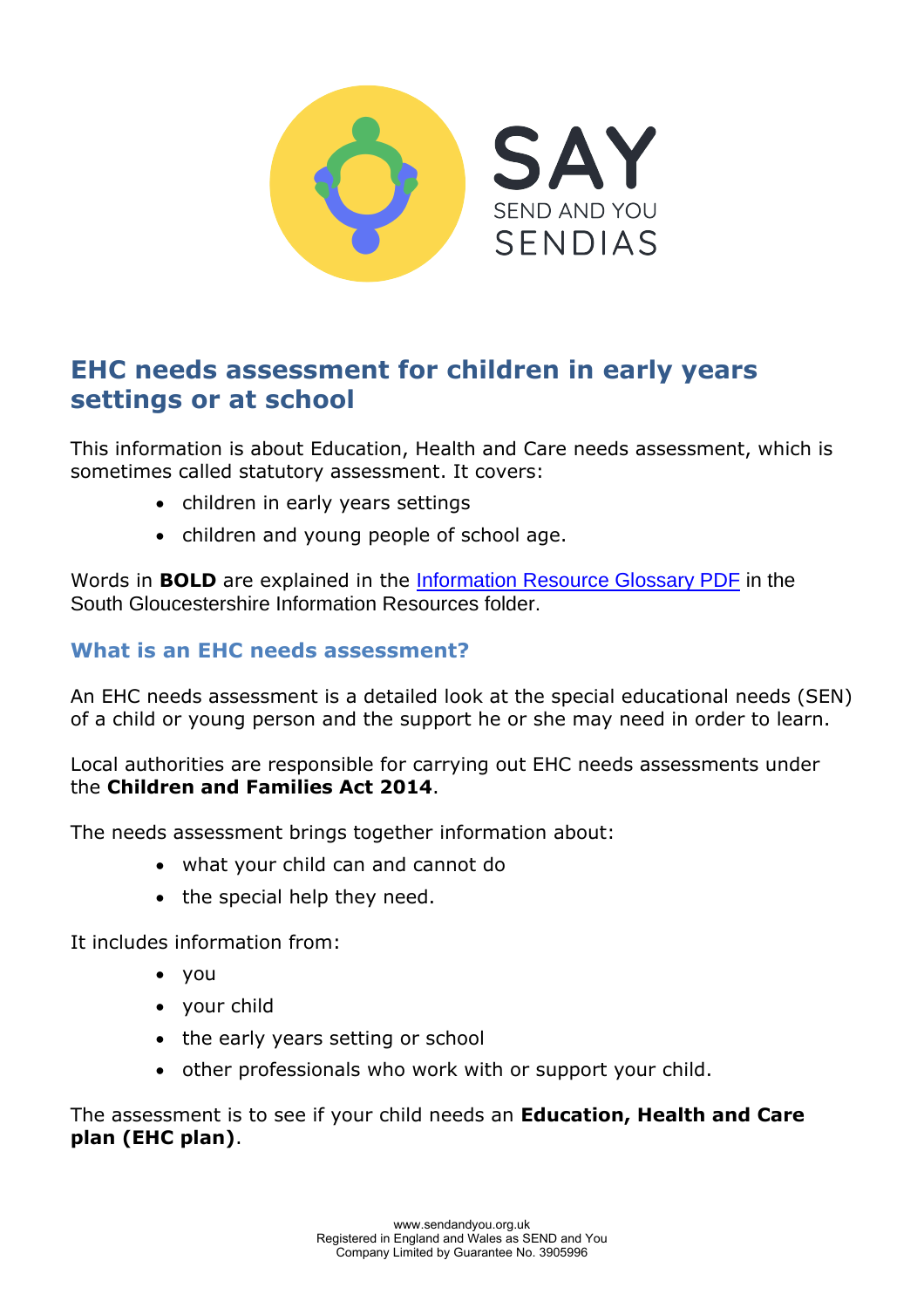SAY

SEND AND YOU

SENDIAS

# EHC needs assessment for children in early years settings or at school

This information is about Education, Health and Care needs assessment, which is sometimes called statutory assessment. It covers:

- children in early years settings
- children and young people of school age.

Words in **BOLD** are explained in the Information Resource Glossary PDF in the South Gloucestershire Information Resources folder.

## What is an EHC needs assessment?

An EHC needs assessment is a detailed look at the special educational needs (SEN) of a child or young person and the support he or she may need in order to learn.

Local authorities are responsible for carrying out EHC needs assessments under the **Children and Families Act 2014**.

The needs assessment brings together information about:

- what your child can and cannot do
- the special help they need.

It includes information from:

- you
- your child
- the early years setting or school
- other professionals who work with or support your child.

The assessment is to see if your child needs an **Education, Health and Care plan (EHC plan)**.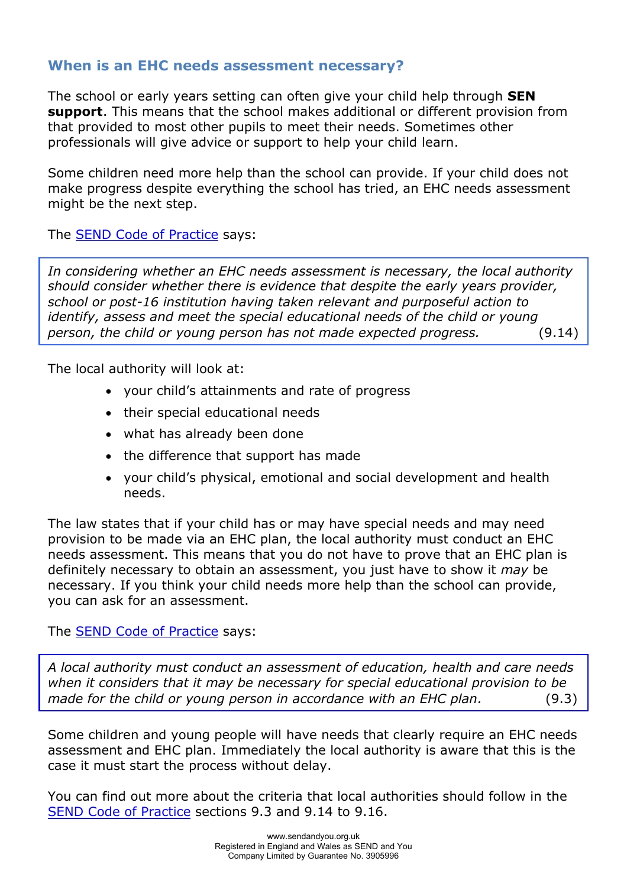## When is an EHC needs assessment necessary?

The school or early years setting can often give your child help through **SEN support**. This means that the school makes additional or different provision from that provided to most other pupils to meet their needs. Sometimes other professionals will give advice or support to help your child learn.

Some children need more help than the school can provide. If your child does not make progress despite everything the school has tried, an EHC needs assessment might be the next step.

The SEND Code of Practice says:

> *In considering whether an EHC needs assessment is necessary, the local authority should consider whether there is evidence that despite the early years provider, school or post-16 institution having taken relevant and purposeful action to identify, assess and meet the special educational needs of the child or young person, the child or young person has not made expected progress.* (9.14)

The local authority will look at:

- your child's attainments and rate of progress
- their special educational needs
- what has already been done
- the difference that support has made
- your child's physical, emotional and social development and health needs.

The law states that if your child has or may have special needs and may need provision to be made via an EHC plan, the local authority must conduct an EHC needs assessment. This means that you do not have to prove that an EHC plan is definitely necessary to obtain an assessment, you just have to show it *may* be necessary. If you think your child needs more help than the school can provide, you can ask for an assessment.

The SEND Code of Practice says:

> *A local authority must conduct an assessment of education, health and care needs when it considers that it may be necessary for special educational provision to be made for the child or young person in accordance with an EHC plan.* (9.3)

Some children and young people will have needs that clearly require an EHC needs assessment and EHC plan. Immediately the local authority is aware that this is the case it must start the process without delay.

You can find out more about the criteria that local authorities should follow in the SEND Code of Practice sections 9.3 and 9.14 to 9.16.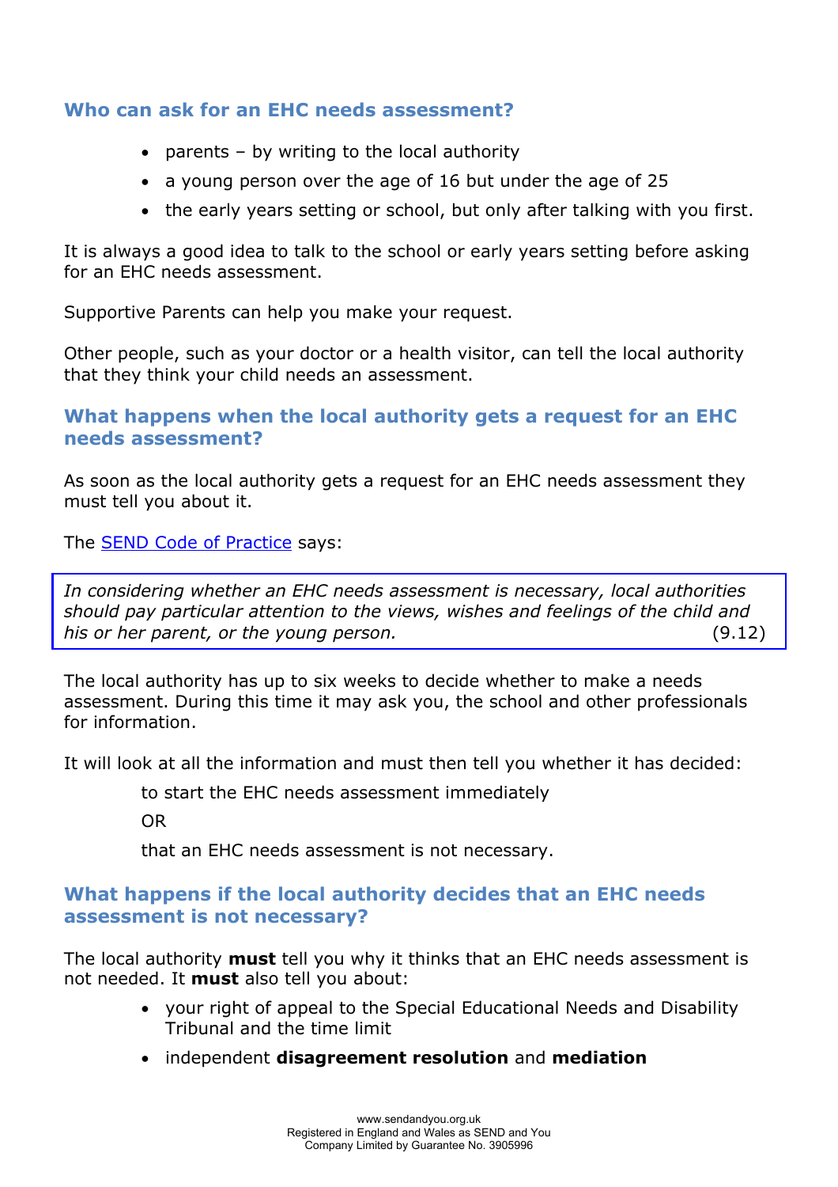### Who can ask for an EHC needs assessment?

- parents – by writing to the local authority
- a young person over the age of 16 but under the age of 25
- the early years setting or school, but only after talking with you first.

It is always a good idea to talk to the school or early years setting before asking for an EHC needs assessment.

Supportive Parents can help you make your request.

Other people, such as your doctor or a health visitor, can tell the local authority that they think your child needs an assessment.

### What happens when the local authority gets a request for an EHC needs assessment?

As soon as the local authority gets a request for an EHC needs assessment they must tell you about it.

The SEND Code of Practice says:

> *In considering whether an EHC needs assessment is necessary, local authorities should pay particular attention to the views, wishes and feelings of the child and his or her parent, or the young person.* (9.12)

The local authority has up to six weeks to decide whether to make a needs assessment. During this time it may ask you, the school and other professionals for information.

It will look at all the information and must then tell you whether it has decided:

to start the EHC needs assessment immediately

OR

that an EHC needs assessment is not necessary.

### What happens if the local authority decides that an EHC needs assessment is not necessary?

The local authority **must** tell you why it thinks that an EHC needs assessment is not needed. It **must** also tell you about:

- your right of appeal to the Special Educational Needs and Disability Tribunal and the time limit
- independent **disagreement resolution** and **mediation**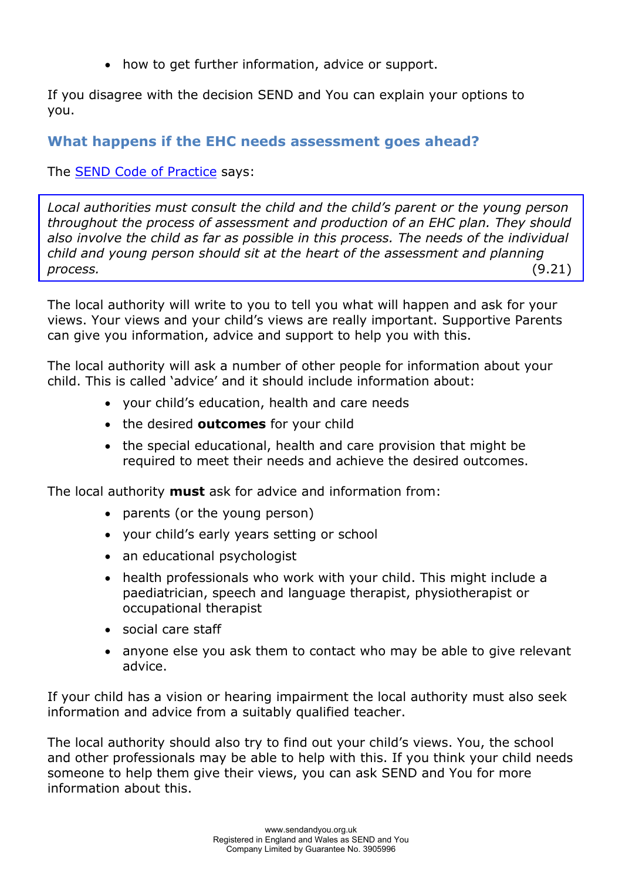- how to get further information, advice or support.

If you disagree with the decision SEND and You can explain your options to you.

## What happens if the EHC needs assessment goes ahead?

The [SEND Code of Practice](SEND Code of Practice) says:

> *Local authorities must consult the child and the child's parent or the young person throughout the process of assessment and production of an EHC plan. They should also involve the child as far as possible in this process. The needs of the individual child and young person should sit at the heart of the assessment and planning process.* (9.21)

The local authority will write to you to tell you what will happen and ask for your views. Your views and your child's views are really important. Supportive Parents can give you information, advice and support to help you with this.

The local authority will ask a number of other people for information about your child. This is called 'advice' and it should include information about:

- your child's education, health and care needs
- the desired **outcomes** for your child
- the special educational, health and care provision that might be required to meet their needs and achieve the desired outcomes.

The local authority **must** ask for advice and information from:

- parents (or the young person)
- your child's early years setting or school
- an educational psychologist
- health professionals who work with your child. This might include a paediatrician, speech and language therapist, physiotherapist or occupational therapist
- social care staff
- anyone else you ask them to contact who may be able to give relevant advice.

If your child has a vision or hearing impairment the local authority must also seek information and advice from a suitably qualified teacher.

The local authority should also try to find out your child's views. You, the school and other professionals may be able to help with this. If you think your child needs someone to help them give their views, you can ask SEND and You for more information about this.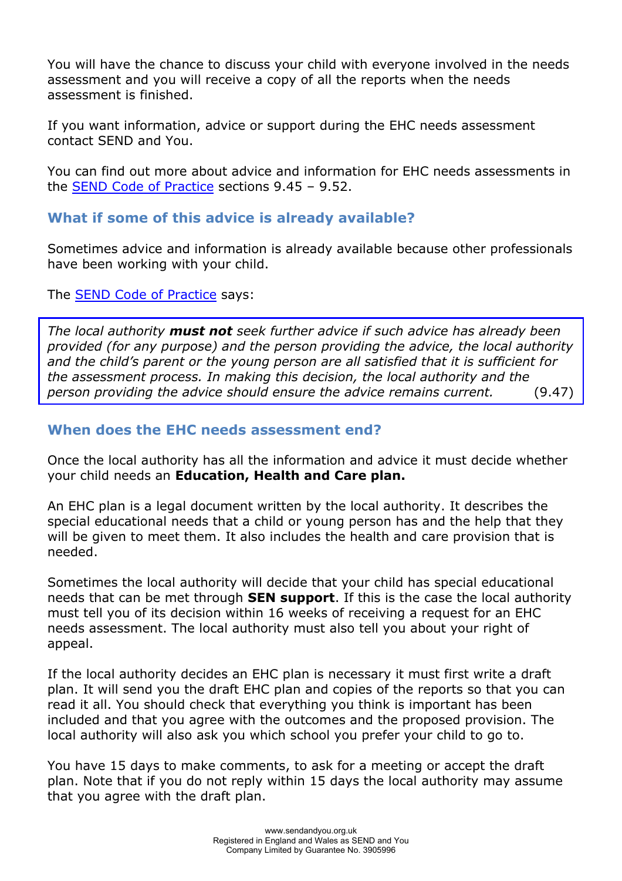You will have the chance to discuss your child with everyone involved in the needs assessment and you will receive a copy of all the reports when the needs assessment is finished.

If you want information, advice or support during the EHC needs assessment contact SEND and You.

You can find out more about advice and information for EHC needs assessments in the [SEND Code of Practice](#) sections 9.45 – 9.52.

### What if some of this advice is already available?

Sometimes advice and information is already available because other professionals have been working with your child.

The [SEND Code of Practice](#) says:

> *The local authority* ***must not*** *seek further advice if such advice has already been provided (for any purpose) and the person providing the advice, the local authority and the child's parent or the young person are all satisfied that it is sufficient for the assessment process. In making this decision, the local authority and the person providing the advice should ensure the advice remains current.* (9.47)

### When does the EHC needs assessment end?

Once the local authority has all the information and advice it must decide whether your child needs an **Education, Health and Care plan.**

An EHC plan is a legal document written by the local authority. It describes the special educational needs that a child or young person has and the help that they will be given to meet them. It also includes the health and care provision that is needed.

Sometimes the local authority will decide that your child has special educational needs that can be met through **SEN support**. If this is the case the local authority must tell you of its decision within 16 weeks of receiving a request for an EHC needs assessment. The local authority must also tell you about your right of appeal.

If the local authority decides an EHC plan is necessary it must first write a draft plan. It will send you the draft EHC plan and copies of the reports so that you can read it all. You should check that everything you think is important has been included and that you agree with the outcomes and the proposed provision. The local authority will also ask you which school you prefer your child to go to.

You have 15 days to make comments, to ask for a meeting or accept the draft plan. Note that if you do not reply within 15 days the local authority may assume that you agree with the draft plan.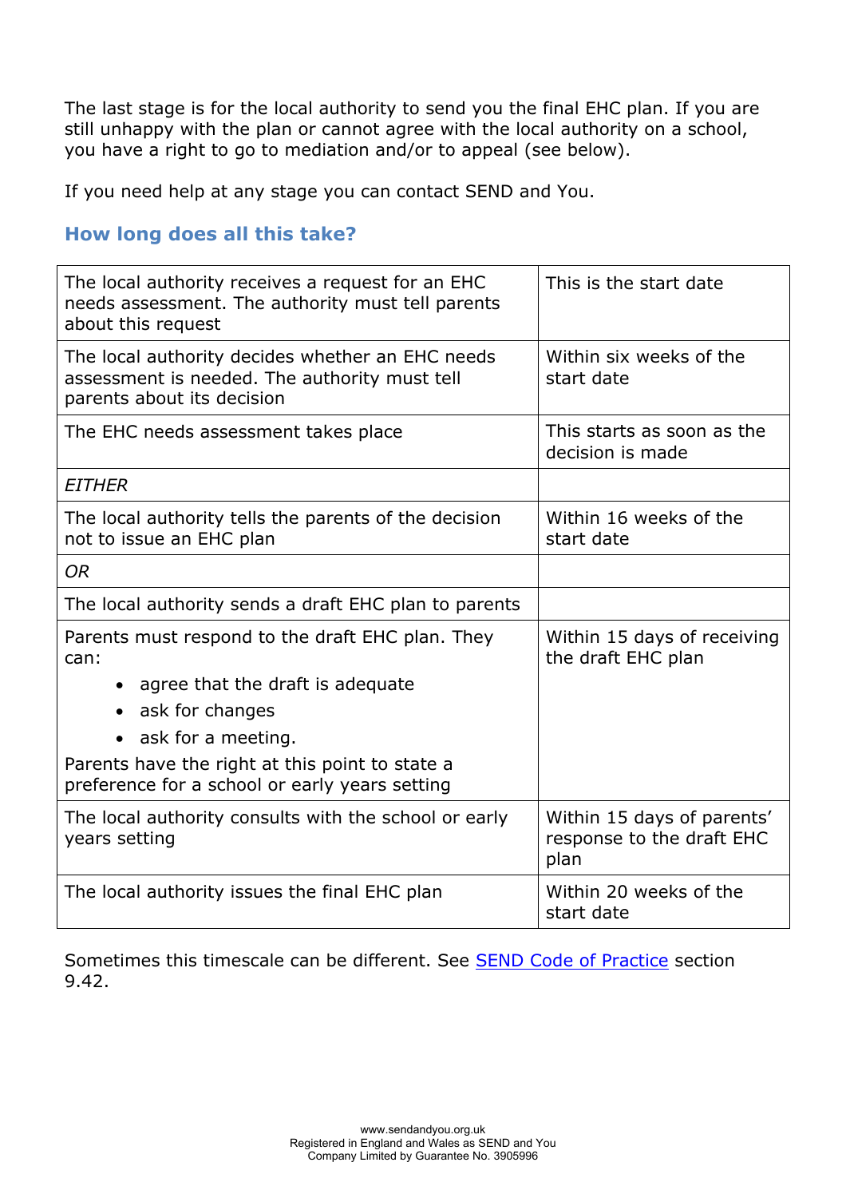The last stage is for the local authority to send you the final EHC plan. If you are still unhappy with the plan or cannot agree with the local authority on a school, you have a right to go to mediation and/or to appeal (see below).

If you need help at any stage you can contact SEND and You.

## How long does all this take?

| | |
|---|---|
| The local authority receives a request for an EHC needs assessment. The authority must tell parents about this request | This is the start date |
| The local authority decides whether an EHC needs assessment is needed. The authority must tell parents about its decision | Within six weeks of the start date |
| The EHC needs assessment takes place | This starts as soon as the decision is made |
| *EITHER* | |
| The local authority tells the parents of the decision not to issue an EHC plan | Within 16 weeks of the start date |
| *OR* | |
| The local authority sends a draft EHC plan to parents | |
| Parents must respond to the draft EHC plan. They can: <br>• agree that the draft is adequate <br>• ask for changes <br>• ask for a meeting. <br>Parents have the right at this point to state a preference for a school or early years setting | Within 15 days of receiving the draft EHC plan |
| The local authority consults with the school or early years setting | Within 15 days of parents' response to the draft EHC plan |
| The local authority issues the final EHC plan | Within 20 weeks of the start date |

Sometimes this timescale can be different. See [SEND Code of Practice] section 9.42.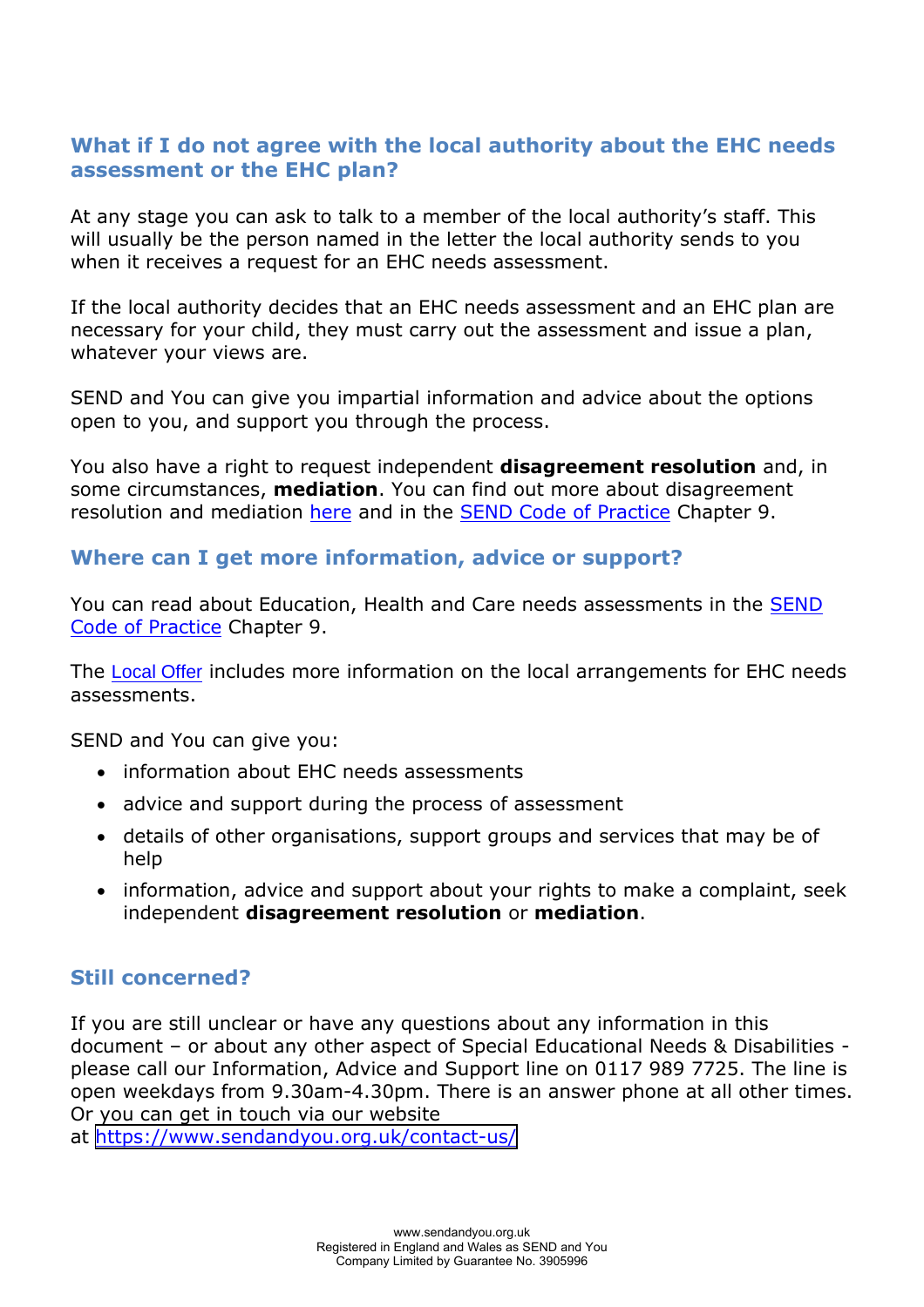## What if I do not agree with the local authority about the EHC needs assessment or the EHC plan?

At any stage you can ask to talk to a member of the local authority's staff. This will usually be the person named in the letter the local authority sends to you when it receives a request for an EHC needs assessment.

If the local authority decides that an EHC needs assessment and an EHC plan are necessary for your child, they must carry out the assessment and issue a plan, whatever your views are.

SEND and You can give you impartial information and advice about the options open to you, and support you through the process.

You also have a right to request independent **disagreement resolution** and, in some circumstances, **mediation**. You can find out more about disagreement resolution and mediation here and in the SEND Code of Practice Chapter 9.

## Where can I get more information, advice or support?

You can read about Education, Health and Care needs assessments in the SEND Code of Practice Chapter 9.

The Local Offer includes more information on the local arrangements for EHC needs assessments.

SEND and You can give you:

- information about EHC needs assessments
- advice and support during the process of assessment
- details of other organisations, support groups and services that may be of help
- information, advice and support about your rights to make a complaint, seek independent **disagreement resolution** or **mediation**.

## Still concerned?

If you are still unclear or have any questions about any information in this document – or about any other aspect of Special Educational Needs & Disabilities - please call our Information, Advice and Support line on 0117 989 7725. The line is open weekdays from 9.30am-4.30pm. There is an answer phone at all other times. Or you can get in touch via our website at https://www.sendandyou.org.uk/contact-us/

www.sendandyou.org.uk
Registered in England and Wales as SEND and You
Company Limited by Guarantee No. 3905996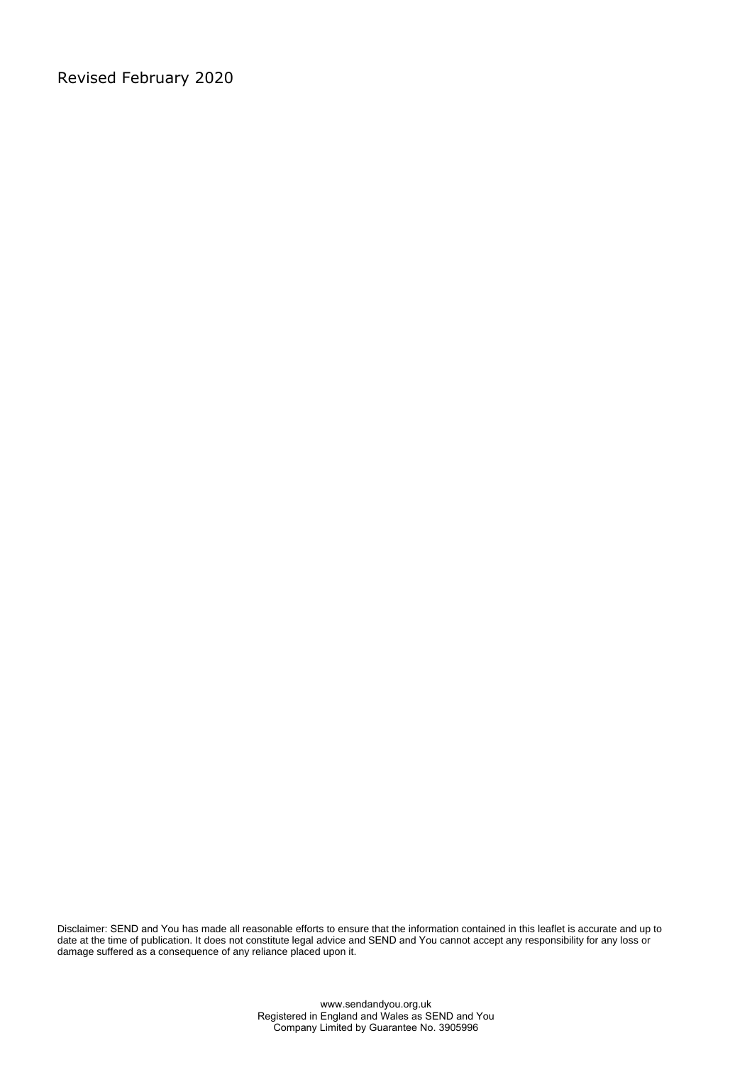Revised February 2020

Disclaimer: SEND and You has made all reasonable efforts to ensure that the information contained in this leaflet is accurate and up to date at the time of publication. It does not constitute legal advice and SEND and You cannot accept any responsibility for any loss or damage suffered as a consequence of any reliance placed upon it.

www.sendandyou.org.uk
Registered in England and Wales as SEND and You
Company Limited by Guarantee No. 3905996